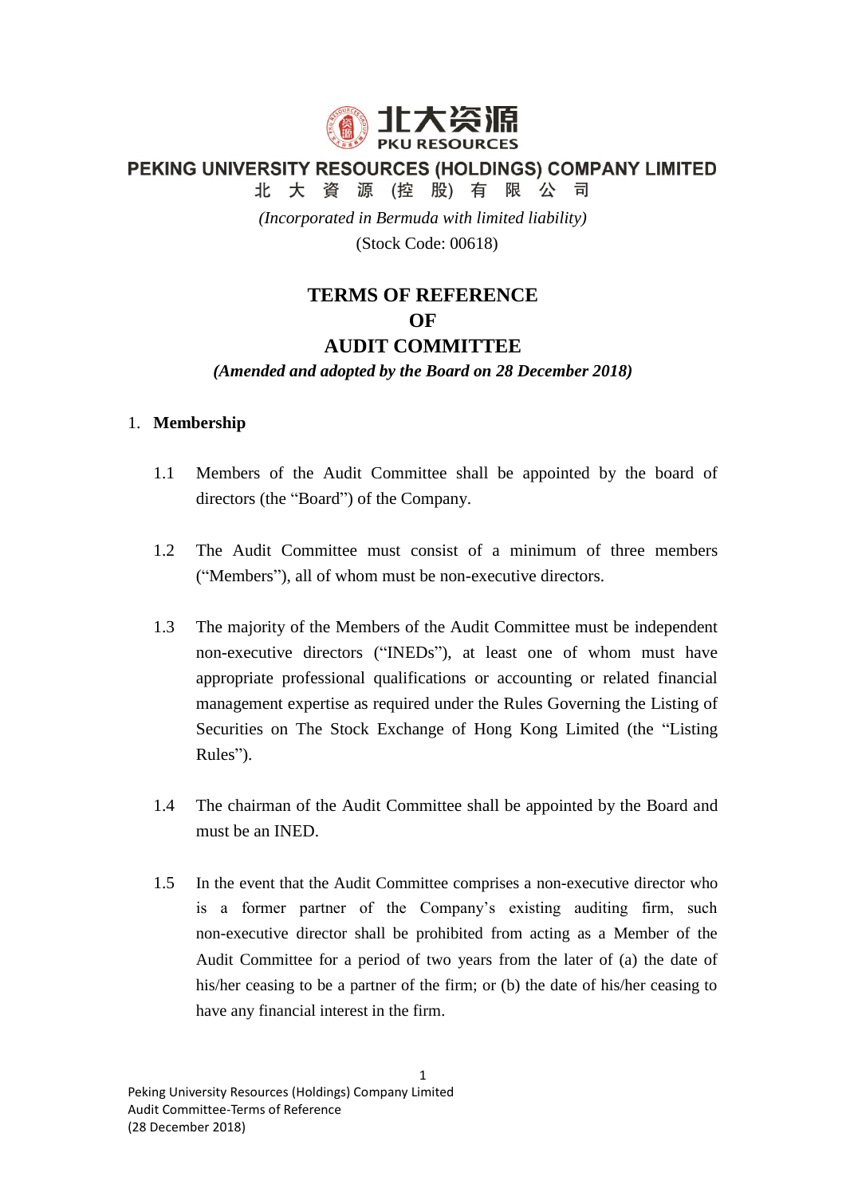北大资源
PKU RESOURCES

**PEKING UNIVERSITY RESOURCES (HOLDINGS) COMPANY LIMITED**

**北 大 資 源 (控 股) 有 限 公 司**

*(Incorporated in Bermuda with limited liability)*

(Stock Code: 00618)

# TERMS OF REFERENCE OF AUDIT COMMITTEE

***(Amended and adopted by the Board on 28 December 2018)***

## 1. Membership

1.1 Members of the Audit Committee shall be appointed by the board of directors (the "Board") of the Company.

1.2 The Audit Committee must consist of a minimum of three members ("Members"), all of whom must be non-executive directors.

1.3 The majority of the Members of the Audit Committee must be independent non-executive directors ("INEDs"), at least one of whom must have appropriate professional qualifications or accounting or related financial management expertise as required under the Rules Governing the Listing of Securities on The Stock Exchange of Hong Kong Limited (the "Listing Rules").

1.4 The chairman of the Audit Committee shall be appointed by the Board and must be an INED.

1.5 In the event that the Audit Committee comprises a non-executive director who is a former partner of the Company's existing auditing firm, such non-executive director shall be prohibited from acting as a Member of the Audit Committee for a period of two years from the later of (a) the date of his/her ceasing to be a partner of the firm; or (b) the date of his/her ceasing to have any financial interest in the firm.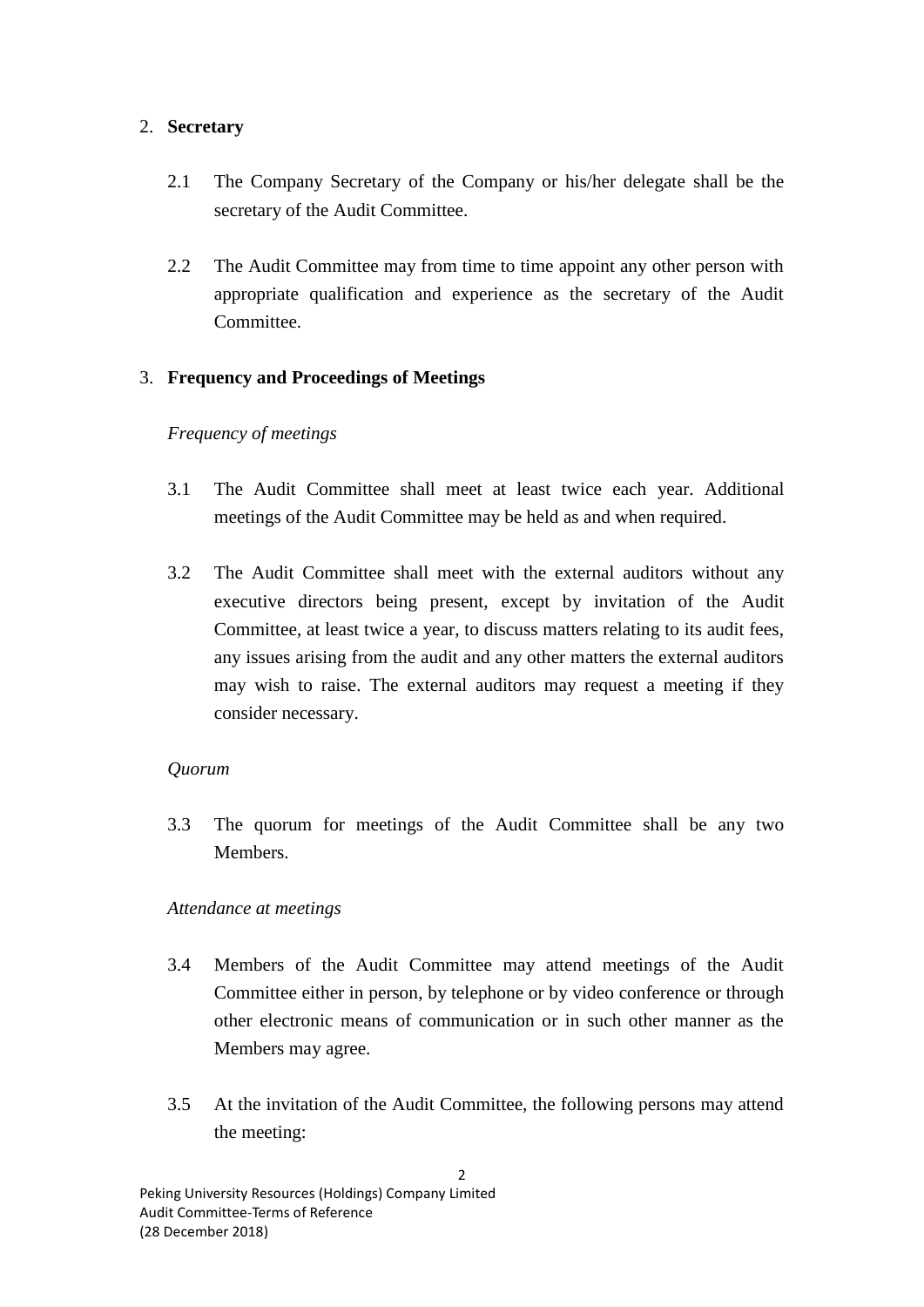2. **Secretary**

2.1 The Company Secretary of the Company or his/her delegate shall be the secretary of the Audit Committee.

2.2 The Audit Committee may from time to time appoint any other person with appropriate qualification and experience as the secretary of the Audit Committee.

3. **Frequency and Proceedings of Meetings**

*Frequency of meetings*

3.1 The Audit Committee shall meet at least twice each year. Additional meetings of the Audit Committee may be held as and when required.

3.2 The Audit Committee shall meet with the external auditors without any executive directors being present, except by invitation of the Audit Committee, at least twice a year, to discuss matters relating to its audit fees, any issues arising from the audit and any other matters the external auditors may wish to raise. The external auditors may request a meeting if they consider necessary.

*Quorum*

3.3 The quorum for meetings of the Audit Committee shall be any two Members.

*Attendance at meetings*

3.4 Members of the Audit Committee may attend meetings of the Audit Committee either in person, by telephone or by video conference or through other electronic means of communication or in such other manner as the Members may agree.

3.5 At the invitation of the Audit Committee, the following persons may attend the meeting: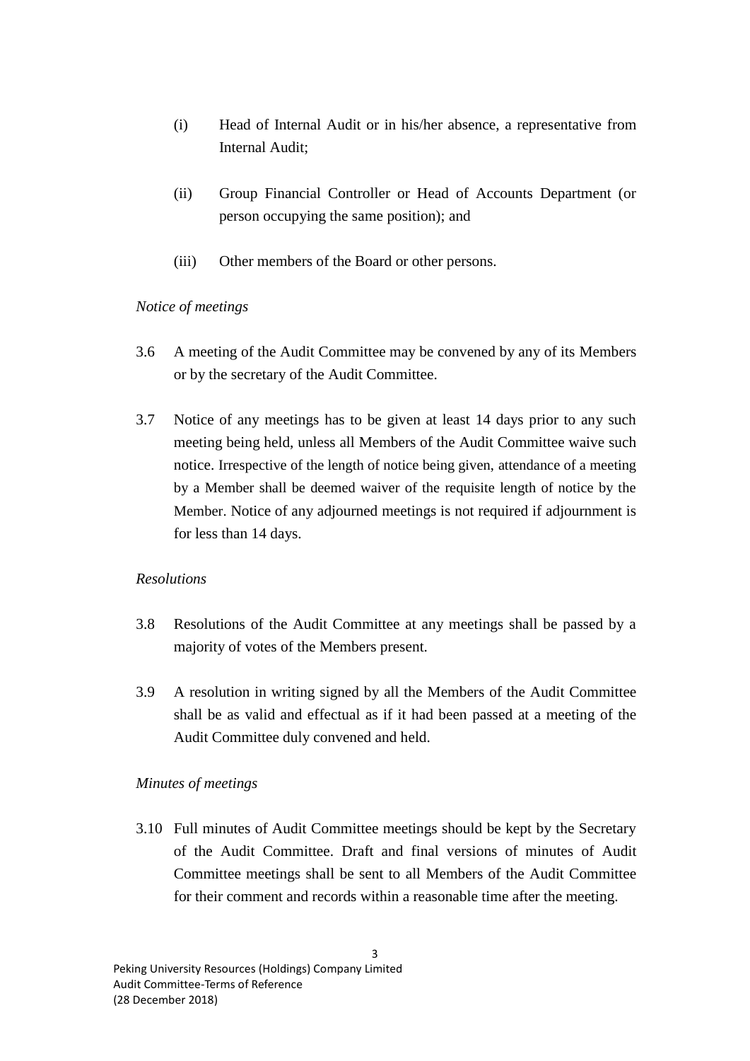(i) Head of Internal Audit or in his/her absence, a representative from Internal Audit;

(ii) Group Financial Controller or Head of Accounts Department (or person occupying the same position); and

(iii) Other members of the Board or other persons.

*Notice of meetings*

3.6 A meeting of the Audit Committee may be convened by any of its Members or by the secretary of the Audit Committee.

3.7 Notice of any meetings has to be given at least 14 days prior to any such meeting being held, unless all Members of the Audit Committee waive such notice. Irrespective of the length of notice being given, attendance of a meeting by a Member shall be deemed waiver of the requisite length of notice by the Member. Notice of any adjourned meetings is not required if adjournment is for less than 14 days.

*Resolutions*

3.8 Resolutions of the Audit Committee at any meetings shall be passed by a majority of votes of the Members present.

3.9 A resolution in writing signed by all the Members of the Audit Committee shall be as valid and effectual as if it had been passed at a meeting of the Audit Committee duly convened and held.

*Minutes of meetings*

3.10 Full minutes of Audit Committee meetings should be kept by the Secretary of the Audit Committee. Draft and final versions of minutes of Audit Committee meetings shall be sent to all Members of the Audit Committee for their comment and records within a reasonable time after the meeting.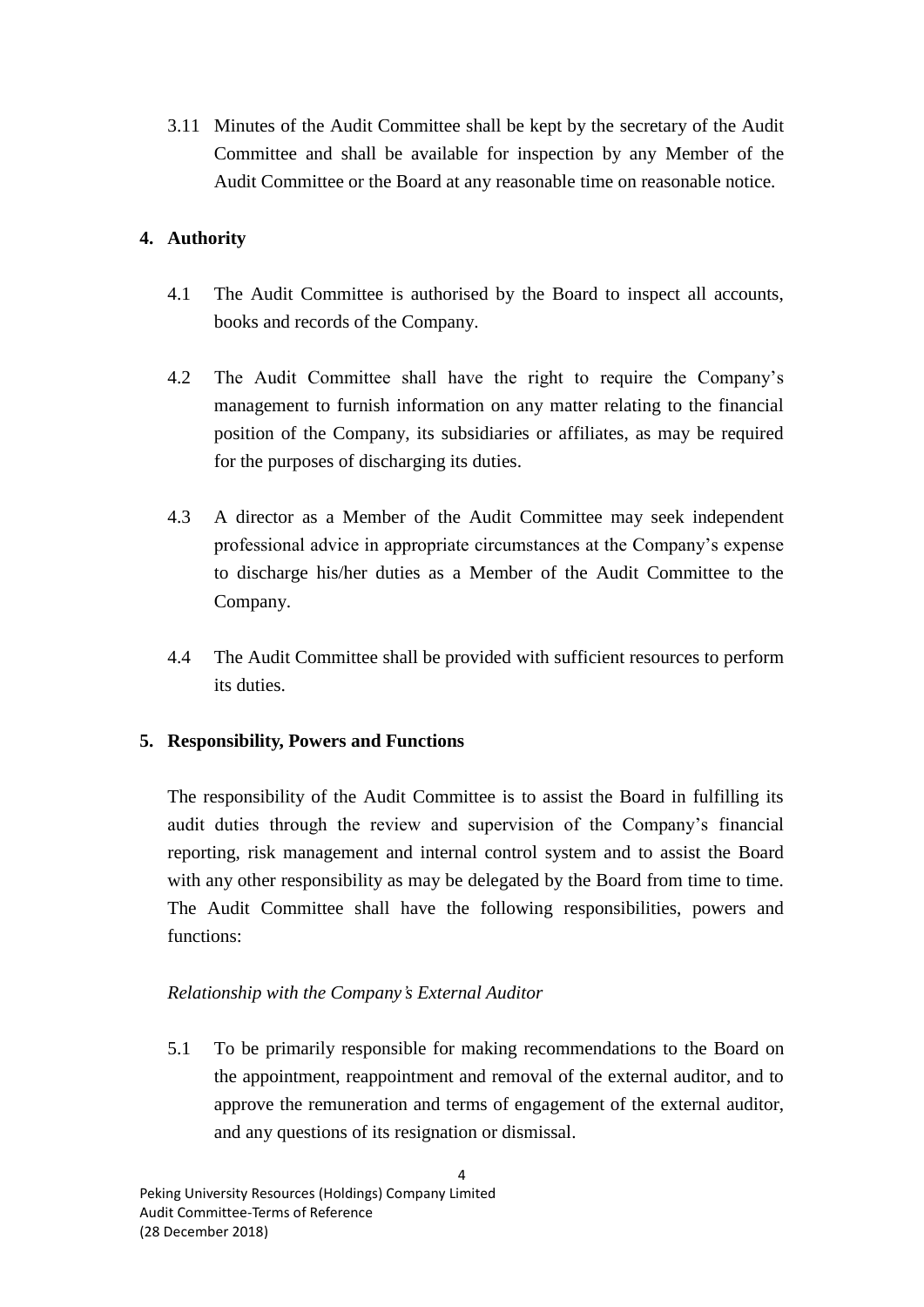3.11 Minutes of the Audit Committee shall be kept by the secretary of the Audit Committee and shall be available for inspection by any Member of the Audit Committee or the Board at any reasonable time on reasonable notice.

## 4. Authority

4.1 The Audit Committee is authorised by the Board to inspect all accounts, books and records of the Company.

4.2 The Audit Committee shall have the right to require the Company's management to furnish information on any matter relating to the financial position of the Company, its subsidiaries or affiliates, as may be required for the purposes of discharging its duties.

4.3 A director as a Member of the Audit Committee may seek independent professional advice in appropriate circumstances at the Company's expense to discharge his/her duties as a Member of the Audit Committee to the Company.

4.4 The Audit Committee shall be provided with sufficient resources to perform its duties.

## 5. Responsibility, Powers and Functions

The responsibility of the Audit Committee is to assist the Board in fulfilling its audit duties through the review and supervision of the Company's financial reporting, risk management and internal control system and to assist the Board with any other responsibility as may be delegated by the Board from time to time. The Audit Committee shall have the following responsibilities, powers and functions:

*Relationship with the Company's External Auditor*

5.1 To be primarily responsible for making recommendations to the Board on the appointment, reappointment and removal of the external auditor, and to approve the remuneration and terms of engagement of the external auditor, and any questions of its resignation or dismissal.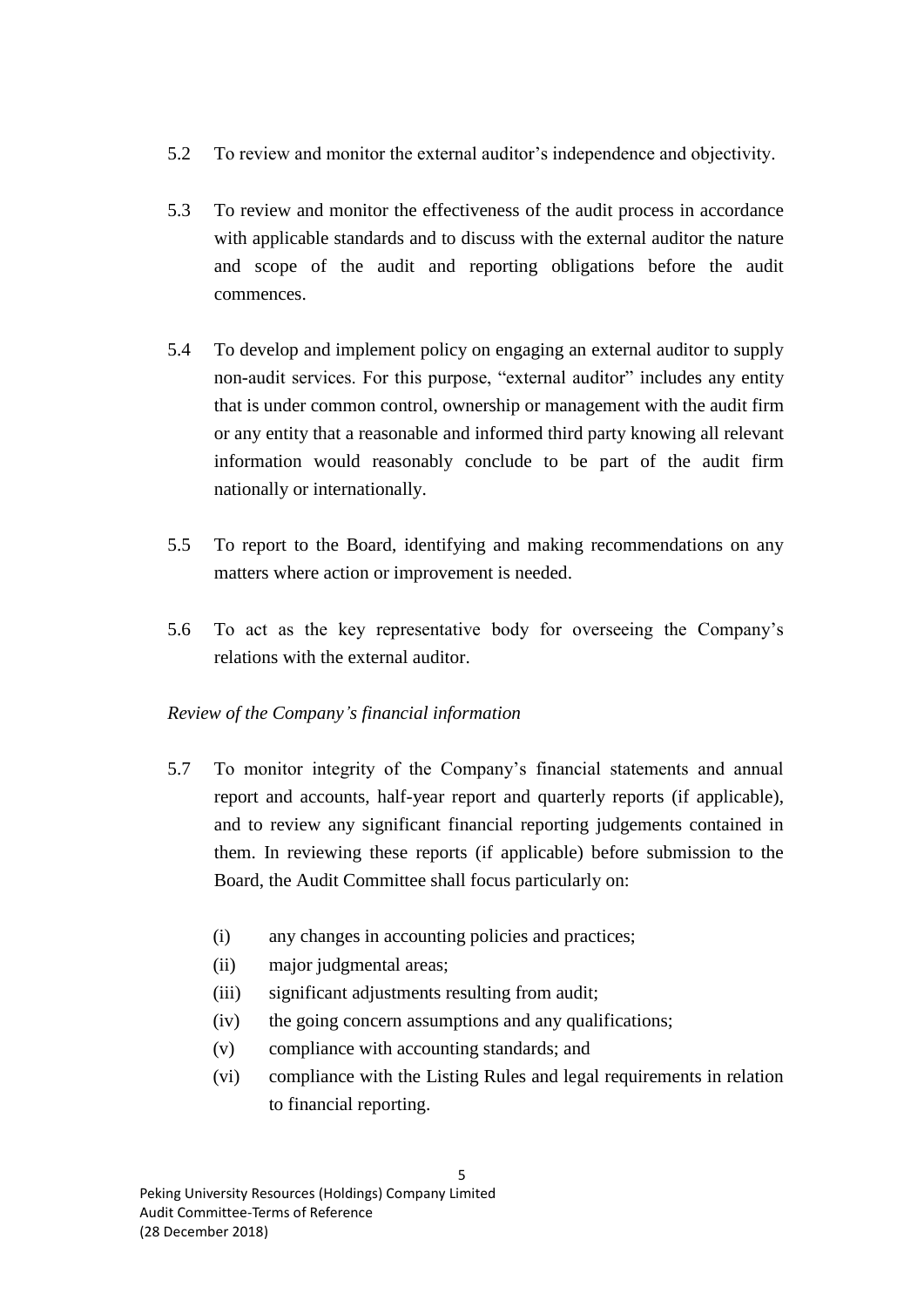5.2 To review and monitor the external auditor's independence and objectivity.

5.3 To review and monitor the effectiveness of the audit process in accordance with applicable standards and to discuss with the external auditor the nature and scope of the audit and reporting obligations before the audit commences.

5.4 To develop and implement policy on engaging an external auditor to supply non-audit services. For this purpose, "external auditor" includes any entity that is under common control, ownership or management with the audit firm or any entity that a reasonable and informed third party knowing all relevant information would reasonably conclude to be part of the audit firm nationally or internationally.

5.5 To report to the Board, identifying and making recommendations on any matters where action or improvement is needed.

5.6 To act as the key representative body for overseeing the Company's relations with the external auditor.

*Review of the Company's financial information*

5.7 To monitor integrity of the Company's financial statements and annual report and accounts, half-year report and quarterly reports (if applicable), and to review any significant financial reporting judgements contained in them. In reviewing these reports (if applicable) before submission to the Board, the Audit Committee shall focus particularly on:

   (i) any changes in accounting policies and practices;
   (ii) major judgmental areas;
   (iii) significant adjustments resulting from audit;
   (iv) the going concern assumptions and any qualifications;
   (v) compliance with accounting standards; and
   (vi) compliance with the Listing Rules and legal requirements in relation to financial reporting.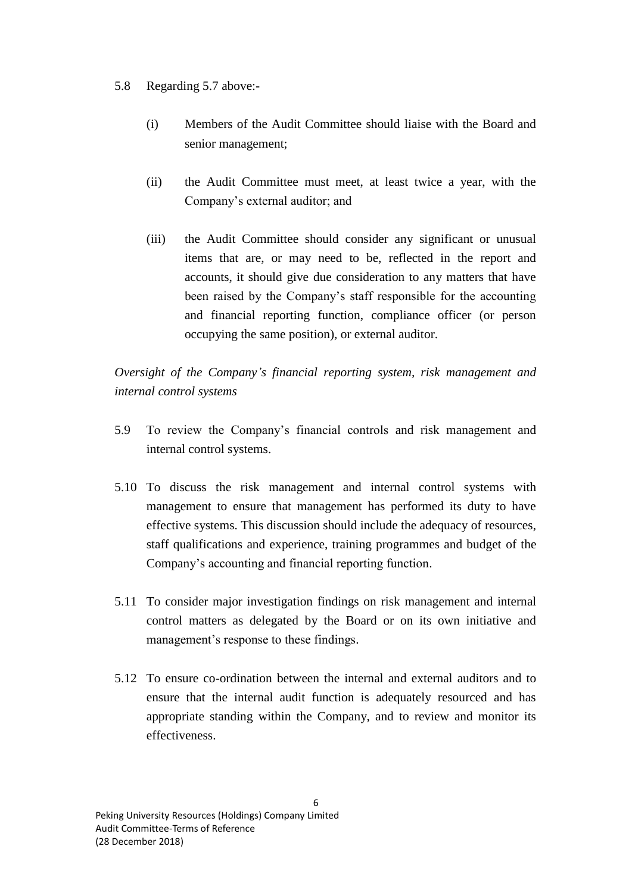5.8 Regarding 5.7 above:-

(i) Members of the Audit Committee should liaise with the Board and senior management;

(ii) the Audit Committee must meet, at least twice a year, with the Company's external auditor; and

(iii) the Audit Committee should consider any significant or unusual items that are, or may need to be, reflected in the report and accounts, it should give due consideration to any matters that have been raised by the Company's staff responsible for the accounting and financial reporting function, compliance officer (or person occupying the same position), or external auditor.

*Oversight of the Company's financial reporting system, risk management and internal control systems*

5.9 To review the Company's financial controls and risk management and internal control systems.

5.10 To discuss the risk management and internal control systems with management to ensure that management has performed its duty to have effective systems. This discussion should include the adequacy of resources, staff qualifications and experience, training programmes and budget of the Company's accounting and financial reporting function.

5.11 To consider major investigation findings on risk management and internal control matters as delegated by the Board or on its own initiative and management's response to these findings.

5.12 To ensure co-ordination between the internal and external auditors and to ensure that the internal audit function is adequately resourced and has appropriate standing within the Company, and to review and monitor its effectiveness.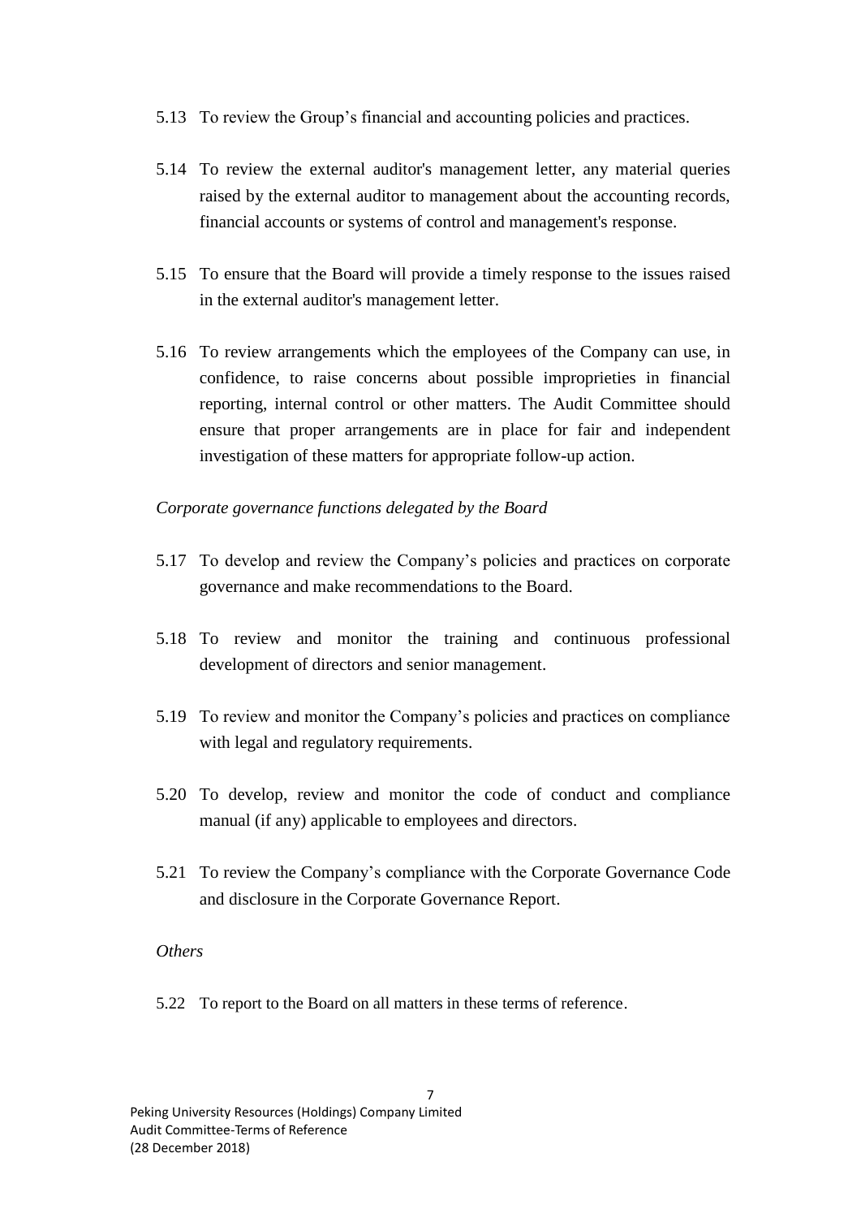5.13 To review the Group's financial and accounting policies and practices.

5.14 To review the external auditor's management letter, any material queries raised by the external auditor to management about the accounting records, financial accounts or systems of control and management's response.

5.15 To ensure that the Board will provide a timely response to the issues raised in the external auditor's management letter.

5.16 To review arrangements which the employees of the Company can use, in confidence, to raise concerns about possible improprieties in financial reporting, internal control or other matters. The Audit Committee should ensure that proper arrangements are in place for fair and independent investigation of these matters for appropriate follow-up action.

*Corporate governance functions delegated by the Board*

5.17 To develop and review the Company's policies and practices on corporate governance and make recommendations to the Board.

5.18 To review and monitor the training and continuous professional development of directors and senior management.

5.19 To review and monitor the Company's policies and practices on compliance with legal and regulatory requirements.

5.20 To develop, review and monitor the code of conduct and compliance manual (if any) applicable to employees and directors.

5.21 To review the Company's compliance with the Corporate Governance Code and disclosure in the Corporate Governance Report.

*Others*

5.22 To report to the Board on all matters in these terms of reference.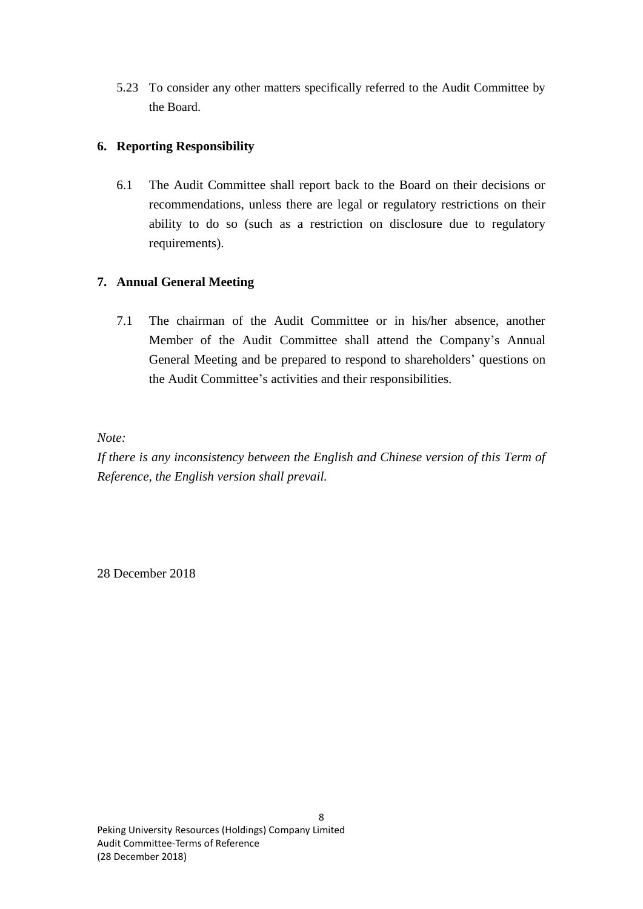5.23 To consider any other matters specifically referred to the Audit Committee by the Board.

## 6. Reporting Responsibility

6.1 The Audit Committee shall report back to the Board on their decisions or recommendations, unless there are legal or regulatory restrictions on their ability to do so (such as a restriction on disclosure due to regulatory requirements).

## 7. Annual General Meeting

7.1 The chairman of the Audit Committee or in his/her absence, another Member of the Audit Committee shall attend the Company's Annual General Meeting and be prepared to respond to shareholders' questions on the Audit Committee's activities and their responsibilities.

*Note:*
*If there is any inconsistency between the English and Chinese version of this Term of Reference, the English version shall prevail.*

28 December 2018